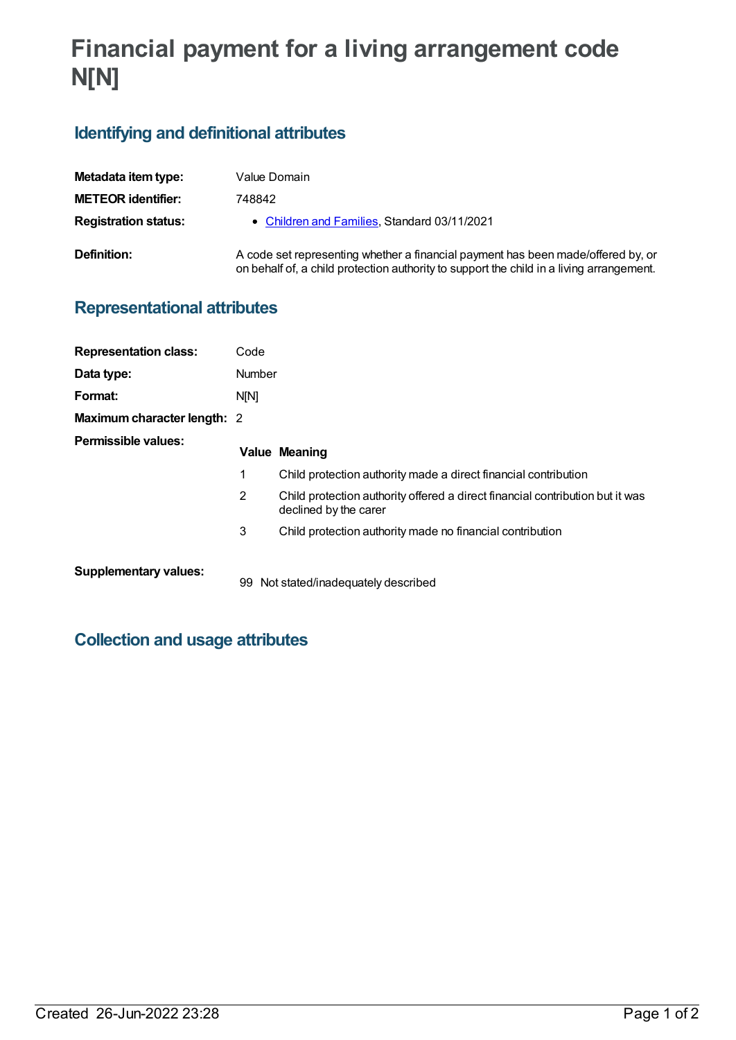# Financial payment for a living arrangement code N[N]

## Identifying and definitional attributes

| | |
|---|---|
| **Metadata item type:** | Value Domain |
| **METEOR identifier:** | 748842 |
| **Registration status:** | • Children and Families, Standard 03/11/2021 |
| **Definition:** | A code set representing whether a financial payment has been made/offered by, or on behalf of, a child protection authority to support the child in a living arrangement. |

## Representational attributes

| | |
|---|---|
| **Representation class:** | Code |
| **Data type:** | Number |
| **Format:** | N[N] |
| **Maximum character length:** | 2 |

**Permissible values:**

| Value | Meaning |
|---|---|
| 1 | Child protection authority made a direct financial contribution |
| 2 | Child protection authority offered a direct financial contribution but it was declined by the carer |
| 3 | Child protection authority made no financial contribution |

**Supplementary values:**

| Value | Meaning |
|---|---|
| 99 | Not stated/inadequately described |

## Collection and usage attributes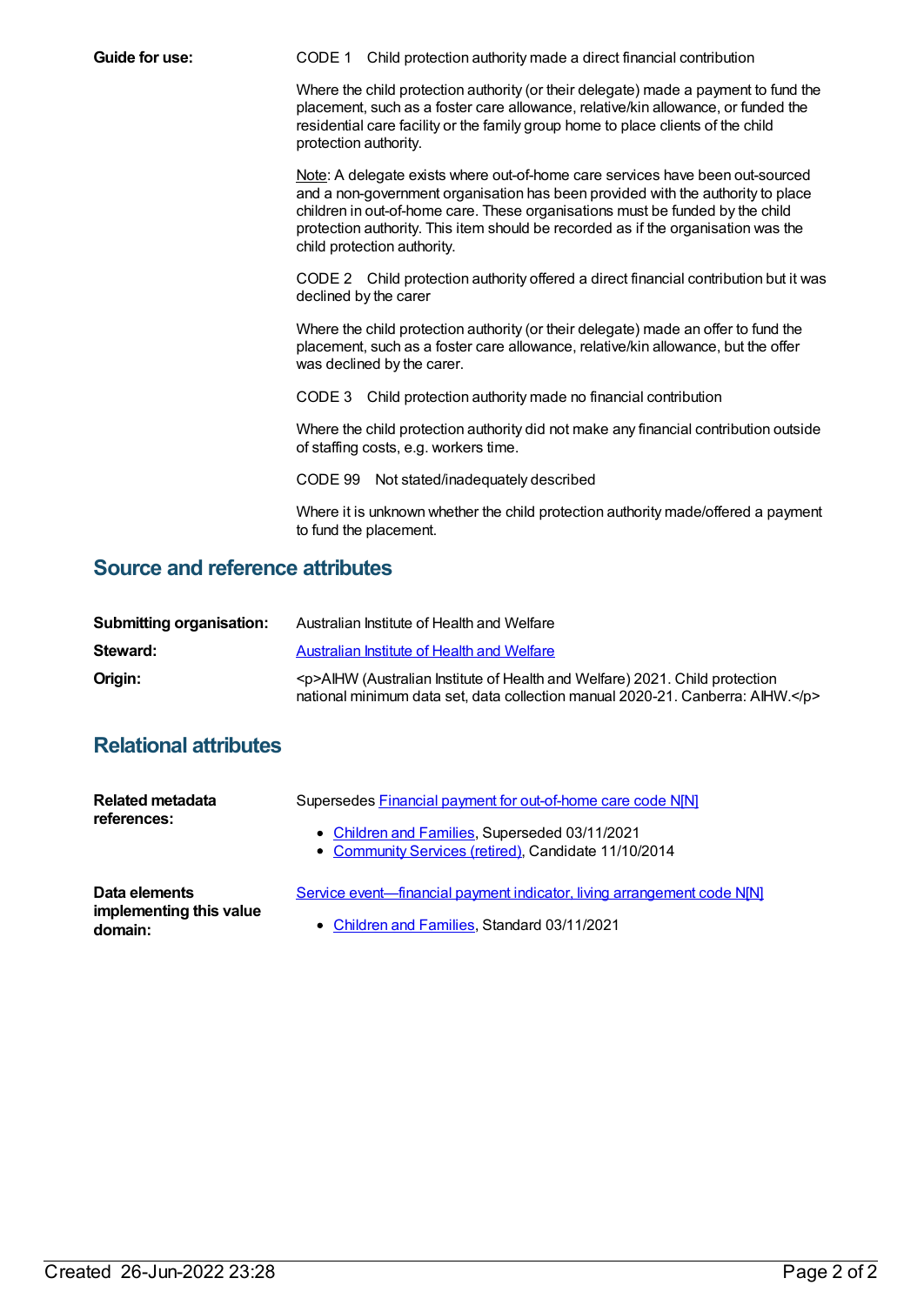**Guide for use:**

CODE 1 Child protection authority made a direct financial contribution

Where the child protection authority (or their delegate) made a payment to fund the placement, such as a foster care allowance, relative/kin allowance, or funded the residential care facility or the family group home to place clients of the child protection authority.

Note: A delegate exists where out-of-home care services have been out-sourced and a non-government organisation has been provided with the authority to place children in out-of-home care. These organisations must be funded by the child protection authority. This item should be recorded as if the organisation was the child protection authority.

CODE 2 Child protection authority offered a direct financial contribution but it was declined by the carer

Where the child protection authority (or their delegate) made an offer to fund the placement, such as a foster care allowance, relative/kin allowance, but the offer was declined by the carer.

CODE 3 Child protection authority made no financial contribution

Where the child protection authority did not make any financial contribution outside of staffing costs, e.g. workers time.

CODE 99 Not stated/inadequately described

Where it is unknown whether the child protection authority made/offered a payment to fund the placement.

## Source and reference attributes

**Submitting organisation:** Australian Institute of Health and Welfare

**Steward:** Australian Institute of Health and Welfare

**Origin:** <p>AIHW (Australian Institute of Health and Welfare) 2021. Child protection national minimum data set, data collection manual 2020-21. Canberra: AIHW.</p>

## Relational attributes

**Related metadata references:**

Supersedes Financial payment for out-of-home care code N[N]

- Children and Families, Superseded 03/11/2021
- Community Services (retired), Candidate 11/10/2014

**Data elements implementing this value domain:**

Service event—financial payment indicator, living arrangement code N[N]

- Children and Families, Standard 03/11/2021